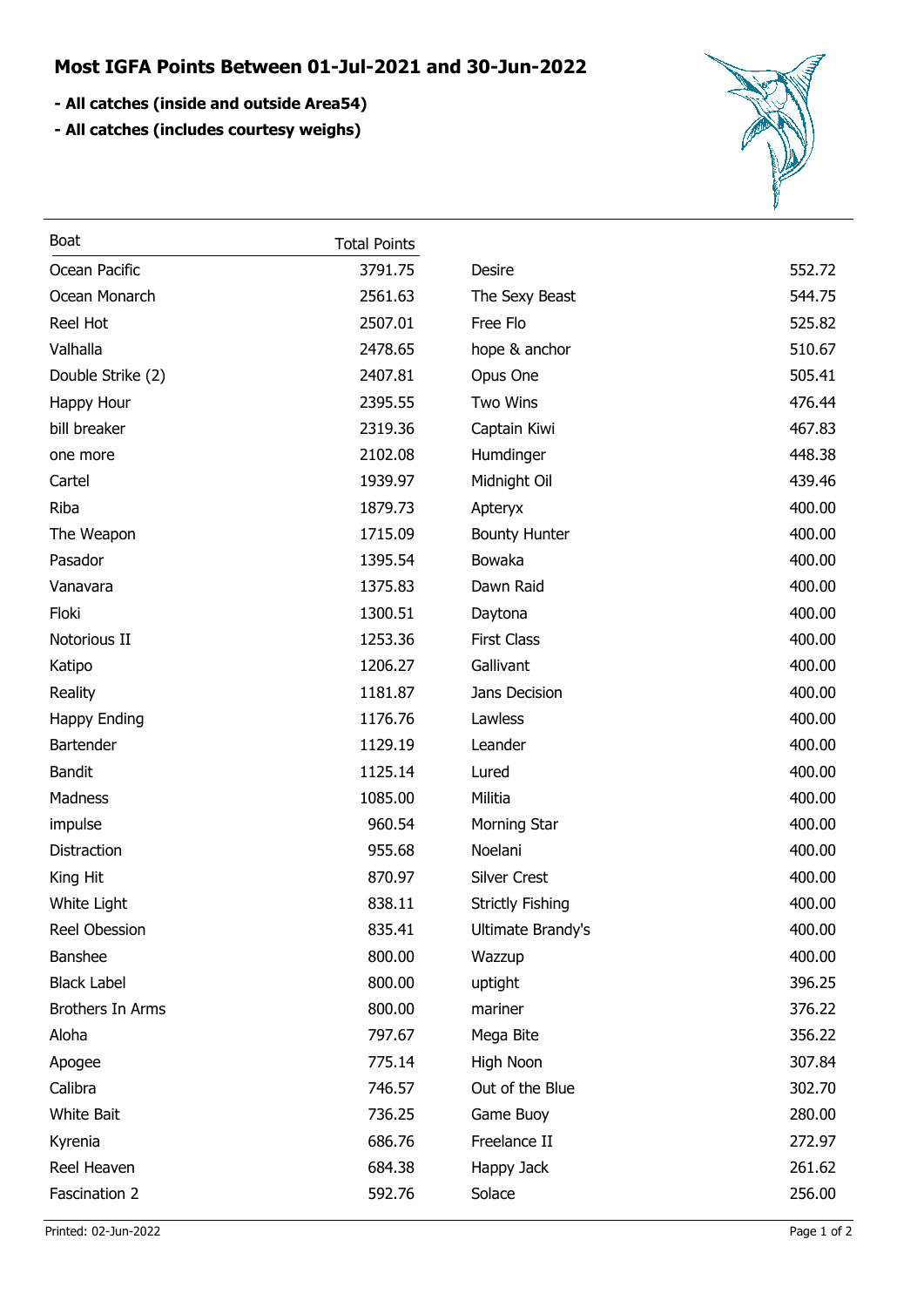# Most IGFA Points Between 01-Jul-2021 and 30-Jun-2022

**- All catches (inside and outside Area54)**

**- All catches (includes courtesy weighs)**

| Boat | Total Points |
|---|---|
| Ocean Pacific | 3791.75 |
| Ocean Monarch | 2561.63 |
| Reel Hot | 2507.01 |
| Valhalla | 2478.65 |
| Double Strike (2) | 2407.81 |
| Happy Hour | 2395.55 |
| bill breaker | 2319.36 |
| one more | 2102.08 |
| Cartel | 1939.97 |
| Riba | 1879.73 |
| The Weapon | 1715.09 |
| Pasador | 1395.54 |
| Vanavara | 1375.83 |
| Floki | 1300.51 |
| Notorious II | 1253.36 |
| Katipo | 1206.27 |
| Reality | 1181.87 |
| Happy Ending | 1176.76 |
| Bartender | 1129.19 |
| Bandit | 1125.14 |
| Madness | 1085.00 |
| impulse | 960.54 |
| Distraction | 955.68 |
| King Hit | 870.97 |
| White Light | 838.11 |
| Reel Obession | 835.41 |
| Banshee | 800.00 |
| Black Label | 800.00 |
| Brothers In Arms | 800.00 |
| Aloha | 797.67 |
| Apogee | 775.14 |
| Calibra | 746.57 |
| White Bait | 736.25 |
| Kyrenia | 686.76 |
| Reel Heaven | 684.38 |
| Fascination 2 | 592.76 |
| Desire | 552.72 |
| The Sexy Beast | 544.75 |
| Free Flo | 525.82 |
| hope & anchor | 510.67 |
| Opus One | 505.41 |
| Two Wins | 476.44 |
| Captain Kiwi | 467.83 |
| Humdinger | 448.38 |
| Midnight Oil | 439.46 |
| Apteryx | 400.00 |
| Bounty Hunter | 400.00 |
| Bowaka | 400.00 |
| Dawn Raid | 400.00 |
| Daytona | 400.00 |
| First Class | 400.00 |
| Gallivant | 400.00 |
| Jans Decision | 400.00 |
| Lawless | 400.00 |
| Leander | 400.00 |
| Lured | 400.00 |
| Militia | 400.00 |
| Morning Star | 400.00 |
| Noelani | 400.00 |
| Silver Crest | 400.00 |
| Strictly Fishing | 400.00 |
| Ultimate Brandy's | 400.00 |
| Wazzup | 400.00 |
| uptight | 396.25 |
| mariner | 376.22 |
| Mega Bite | 356.22 |
| High Noon | 307.84 |
| Out of the Blue | 302.70 |
| Game Buoy | 280.00 |
| Freelance II | 272.97 |
| Happy Jack | 261.62 |
| Solace | 256.00 |

Printed: 02-Jun-2022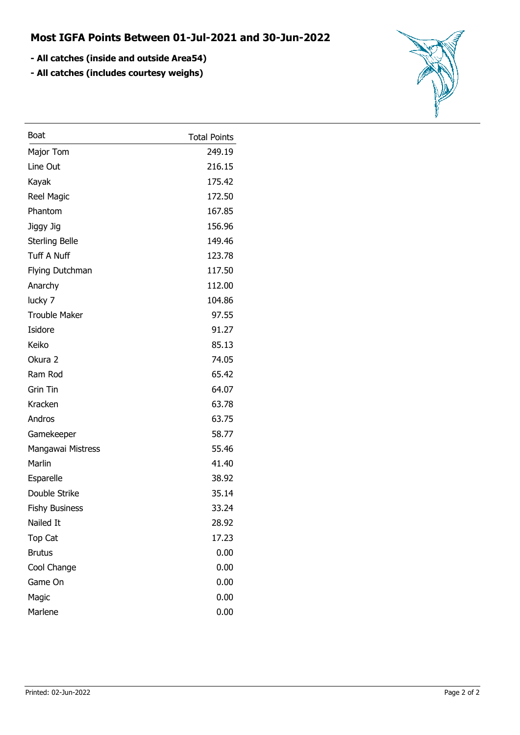# Most IGFA Points Between 01-Jul-2021 and 30-Jun-2022

**- All catches (inside and outside Area54)**

**- All catches (includes courtesy weighs)**

| Boat | Total Points |
|---|---|
| Major Tom | 249.19 |
| Line Out | 216.15 |
| Kayak | 175.42 |
| Reel Magic | 172.50 |
| Phantom | 167.85 |
| Jiggy Jig | 156.96 |
| Sterling Belle | 149.46 |
| Tuff A Nuff | 123.78 |
| Flying Dutchman | 117.50 |
| Anarchy | 112.00 |
| lucky 7 | 104.86 |
| Trouble Maker | 97.55 |
| Isidore | 91.27 |
| Keiko | 85.13 |
| Okura 2 | 74.05 |
| Ram Rod | 65.42 |
| Grin Tin | 64.07 |
| Kracken | 63.78 |
| Andros | 63.75 |
| Gamekeeper | 58.77 |
| Mangawai Mistress | 55.46 |
| Marlin | 41.40 |
| Esparelle | 38.92 |
| Double Strike | 35.14 |
| Fishy Business | 33.24 |
| Nailed It | 28.92 |
| Top Cat | 17.23 |
| Brutus | 0.00 |
| Cool Change | 0.00 |
| Game On | 0.00 |
| Magic | 0.00 |
| Marlene | 0.00 |

Printed: 02-Jun-2022